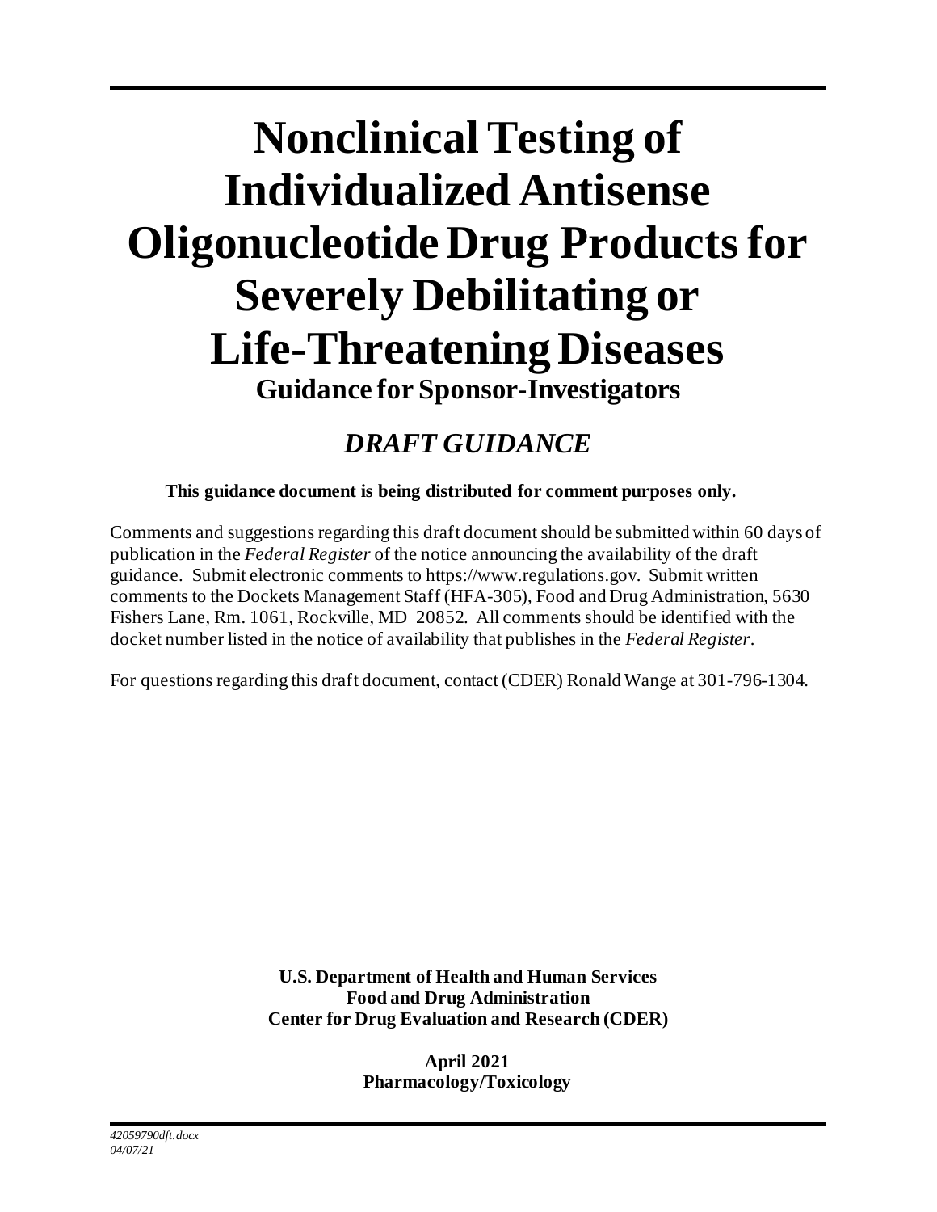# Nonclinical Testing of Individualized Antisense Oligonucleotide Drug Products for Severely Debilitating or Life-Threatening Diseases

## Guidance for Sponsor-Investigators

## *DRAFT GUIDANCE*

**This guidance document is being distributed for comment purposes only.**

Comments and suggestions regarding this draft document should be submitted within 60 days of publication in the *Federal Register* of the notice announcing the availability of the draft guidance. Submit electronic comments to https://www.regulations.gov. Submit written comments to the Dockets Management Staff (HFA-305), Food and Drug Administration, 5630 Fishers Lane, Rm. 1061, Rockville, MD 20852. All comments should be identified with the docket number listed in the notice of availability that publishes in the *Federal Register*.

For questions regarding this draft document, contact (CDER) Ronald Wange at 301-796-1304.

**U.S. Department of Health and Human Services**
**Food and Drug Administration**
**Center for Drug Evaluation and Research (CDER)**

**April 2021**
**Pharmacology/Toxicology**

*42059790dft.docx*
*04/07/21*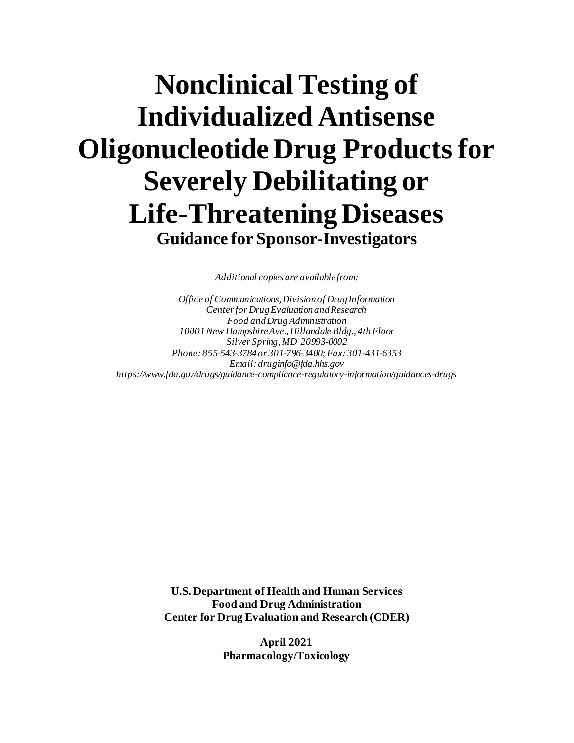# Nonclinical Testing of Individualized Antisense Oligonucleotide Drug Products for Severely Debilitating or Life-Threatening Diseases

## Guidance for Sponsor-Investigators

*Additional copies are available from:*

*Office of Communications, Division of Drug Information*
*Center for Drug Evaluation and Research*
*Food and Drug Administration*
*10001 New Hampshire Ave., Hillandale Bldg., 4th Floor*
*Silver Spring, MD 20993-0002*
*Phone: 855-543-3784 or 301-796-3400; Fax: 301-431-6353*
*Email: druginfo@fda.hhs.gov*
*https://www.fda.gov/drugs/guidance-compliance-regulatory-information/guidances-drugs*

**U.S. Department of Health and Human Services**
**Food and Drug Administration**
**Center for Drug Evaluation and Research (CDER)**

**April 2021**
**Pharmacology/Toxicology**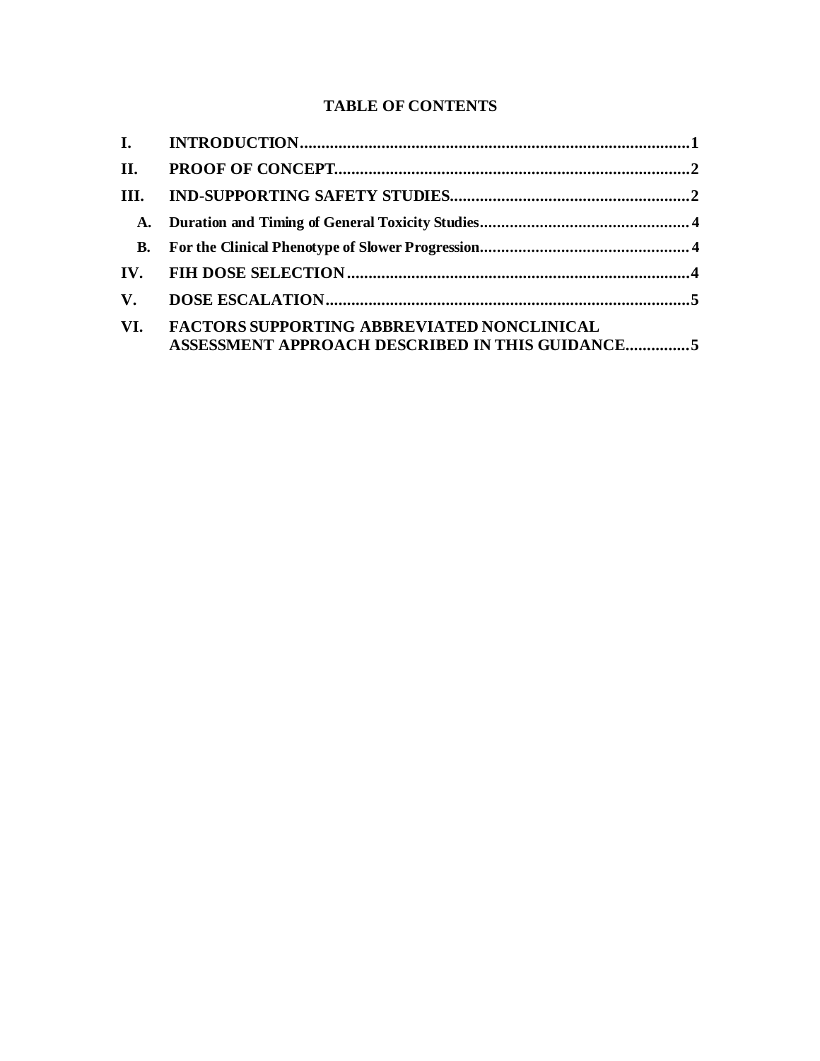# TABLE OF CONTENTS

**I. INTRODUCTION** ........................................................................................... **1**

**II. PROOF OF CONCEPT** .................................................................................. **2**

**III. IND-SUPPORTING SAFETY STUDIES** ....................................................... **2**

- **A. Duration and Timing of General Toxicity Studies** ................................................ **4**
- **B. For the Clinical Phenotype of Slower Progression** ................................................ **4**

**IV. FIH DOSE SELECTION** ................................................................................ **4**

**V. DOSE ESCALATION** ..................................................................................... **5**

**VI. FACTORS SUPPORTING ABBREVIATED NONCLINICAL ASSESSMENT APPROACH DESCRIBED IN THIS GUIDANCE** .............. **5**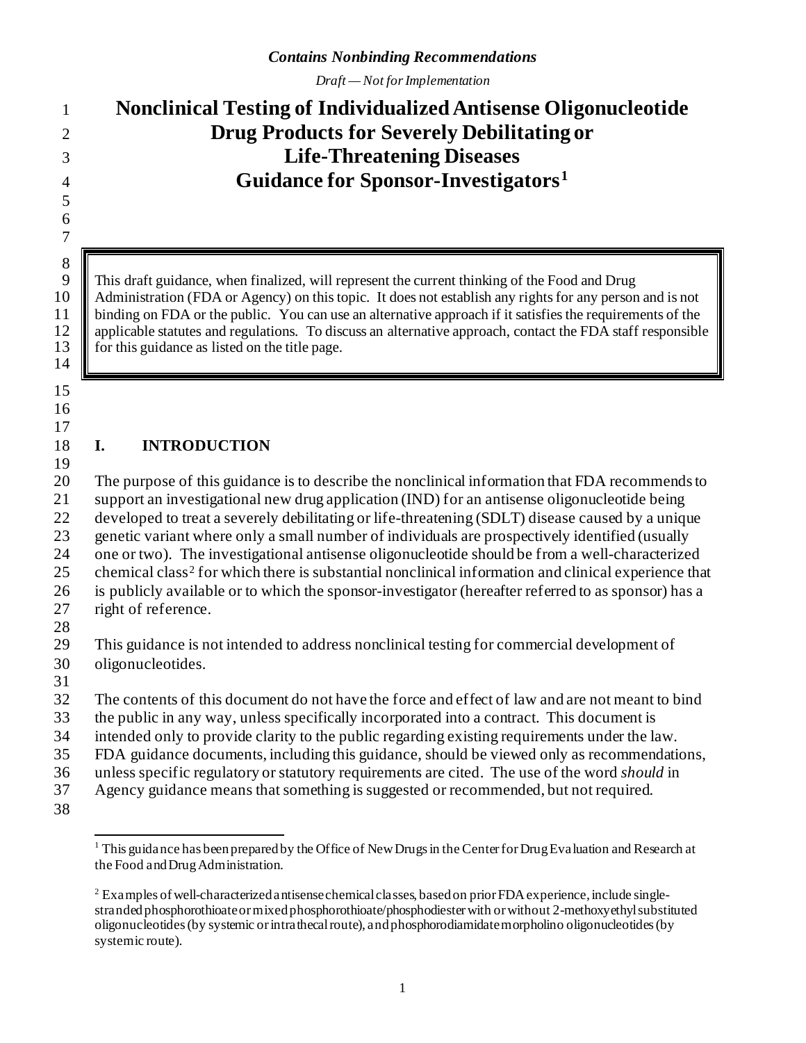*Contains Nonbinding Recommendations*

*Draft — Not for Implementation*

# Nonclinical Testing of Individualized Antisense Oligonucleotide Drug Products for Severely Debilitating or Life-Threatening Diseases Guidance for Sponsor-Investigators[1]

This draft guidance, when finalized, will represent the current thinking of the Food and Drug Administration (FDA or Agency) on this topic. It does not establish any rights for any person and is not binding on FDA or the public. You can use an alternative approach if it satisfies the requirements of the applicable statutes and regulations. To discuss an alternative approach, contact the FDA staff responsible for this guidance as listed on the title page.

## I. INTRODUCTION

The purpose of this guidance is to describe the nonclinical information that FDA recommends to support an investigational new drug application (IND) for an antisense oligonucleotide being developed to treat a severely debilitating or life-threatening (SDLT) disease caused by a unique genetic variant where only a small number of individuals are prospectively identified (usually one or two). The investigational antisense oligonucleotide should be from a well-characterized chemical class[2] for which there is substantial nonclinical information and clinical experience that is publicly available or to which the sponsor-investigator (hereafter referred to as sponsor) has a right of reference.

This guidance is not intended to address nonclinical testing for commercial development of oligonucleotides.

The contents of this document do not have the force and effect of law and are not meant to bind the public in any way, unless specifically incorporated into a contract. This document is intended only to provide clarity to the public regarding existing requirements under the law. FDA guidance documents, including this guidance, should be viewed only as recommendations, unless specific regulatory or statutory requirements are cited. The use of the word *should* in Agency guidance means that something is suggested or recommended, but not required.

---

[1] This guidance has been prepared by the Office of New Drugs in the Center for Drug Evaluation and Research at the Food and Drug Administration.

[2] Examples of well-characterized antisense chemical classes, based on prior FDA experience, include single-stranded phosphorothioate or mixed phosphorothioate/phosphodiester with or without 2-methoxyethyl substituted oligonucleotides (by systemic or intrathecal route), and phosphorodiamidate morpholino oligonucleotides (by systemic route).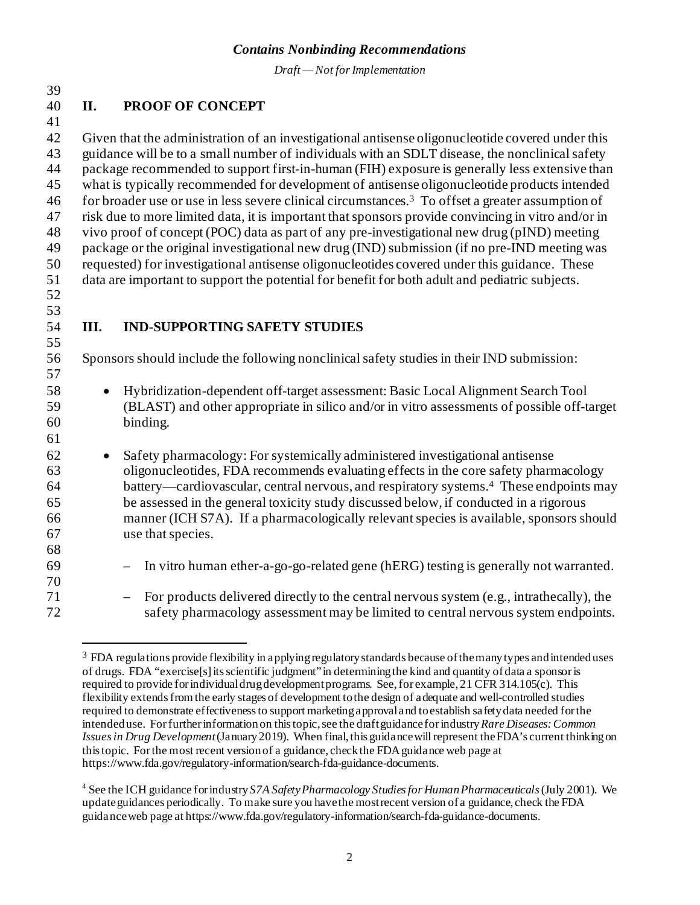## II. PROOF OF CONCEPT

Given that the administration of an investigational antisense oligonucleotide covered under this guidance will be to a small number of individuals with an SDLT disease, the nonclinical safety package recommended to support first-in-human (FIH) exposure is generally less extensive than what is typically recommended for development of antisense oligonucleotide products intended for broader use or use in less severe clinical circumstances.[3] To offset a greater assumption of risk due to more limited data, it is important that sponsors provide convincing in vitro and/or in vivo proof of concept (POC) data as part of any pre-investigational new drug (pIND) meeting package or the original investigational new drug (IND) submission (if no pre-IND meeting was requested) for investigational antisense oligonucleotides covered under this guidance. These data are important to support the potential for benefit for both adult and pediatric subjects.

## III. IND-SUPPORTING SAFETY STUDIES

Sponsors should include the following nonclinical safety studies in their IND submission:

- Hybridization-dependent off-target assessment: Basic Local Alignment Search Tool (BLAST) and other appropriate in silico and/or in vitro assessments of possible off-target binding.

- Safety pharmacology: For systemically administered investigational antisense oligonucleotides, FDA recommends evaluating effects in the core safety pharmacology battery—cardiovascular, central nervous, and respiratory systems.[4] These endpoints may be assessed in the general toxicity study discussed below, if conducted in a rigorous manner (ICH S7A). If a pharmacologically relevant species is available, sponsors should use that species.

  – In vitro human ether-a-go-go-related gene (hERG) testing is generally not warranted.

  – For products delivered directly to the central nervous system (e.g., intrathecally), the safety pharmacology assessment may be limited to central nervous system endpoints.

---

[3] FDA regulations provide flexibility in applying regulatory standards because of the many types and intended uses of drugs. FDA "exercise[s] its scientific judgment" in determining the kind and quantity of data a sponsor is required to provide for individual drug development programs. See, for example, 21 CFR 314.105(c). This flexibility extends from the early stages of development to the design of adequate and well-controlled studies required to demonstrate effectiveness to support marketing approval and to establish safety data needed for the intended use. For further information on this topic, see the draft guidance for industry *Rare Diseases: Common Issues in Drug Development* (January 2019). When final, this guidance will represent the FDA's current thinking on this topic. For the most recent version of a guidance, check the FDA guidance web page at https://www.fda.gov/regulatory-information/search-fda-guidance-documents.

[4] See the ICH guidance for industry *S7A Safety Pharmacology Studies for Human Pharmaceuticals* (July 2001). We update guidances periodically. To make sure you have the most recent version of a guidance, check the FDA guidance web page at https://www.fda.gov/regulatory-information/search-fda-guidance-documents.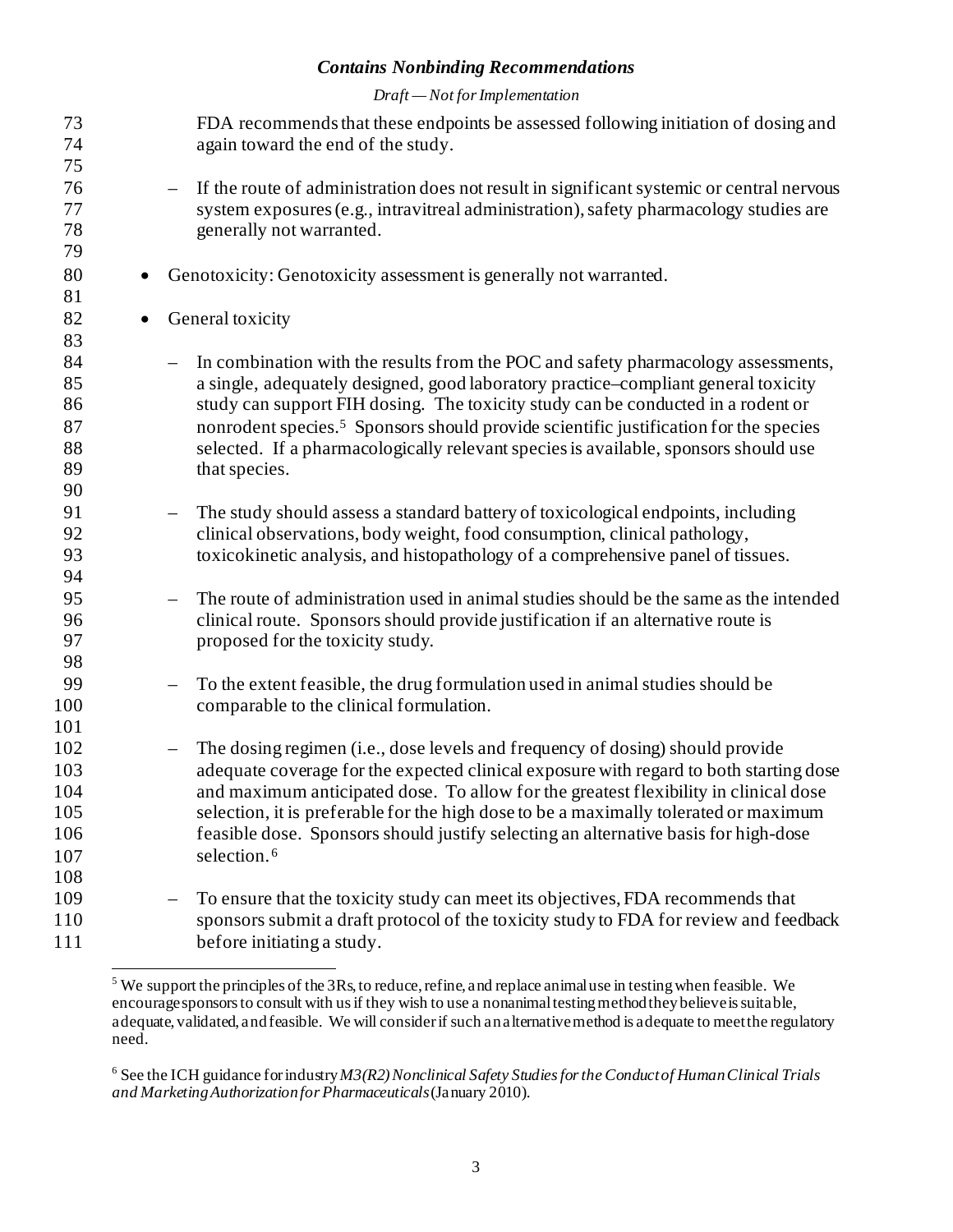FDA recommends that these endpoints be assessed following initiation of dosing and again toward the end of the study.

  - If the route of administration does not result in significant systemic or central nervous system exposures (e.g., intravitreal administration), safety pharmacology studies are generally not warranted.

- Genotoxicity: Genotoxicity assessment is generally not warranted.

- General toxicity

  - In combination with the results from the POC and safety pharmacology assessments, a single, adequately designed, good laboratory practice–compliant general toxicity study can support FIH dosing. The toxicity study can be conducted in a rodent or nonrodent species.[5] Sponsors should provide scientific justification for the species selected. If a pharmacologically relevant species is available, sponsors should use that species.

  - The study should assess a standard battery of toxicological endpoints, including clinical observations, body weight, food consumption, clinical pathology, toxicokinetic analysis, and histopathology of a comprehensive panel of tissues.

  - The route of administration used in animal studies should be the same as the intended clinical route. Sponsors should provide justification if an alternative route is proposed for the toxicity study.

  - To the extent feasible, the drug formulation used in animal studies should be comparable to the clinical formulation.

  - The dosing regimen (i.e., dose levels and frequency of dosing) should provide adequate coverage for the expected clinical exposure with regard to both starting dose and maximum anticipated dose. To allow for the greatest flexibility in clinical dose selection, it is preferable for the high dose to be a maximally tolerated or maximum feasible dose. Sponsors should justify selecting an alternative basis for high-dose selection.[6]

  - To ensure that the toxicity study can meet its objectives, FDA recommends that sponsors submit a draft protocol of the toxicity study to FDA for review and feedback before initiating a study.

---

[5] We support the principles of the 3Rs, to reduce, refine, and replace animal use in testing when feasible. We encourage sponsors to consult with us if they wish to use a nonanimal testing method they believe is suitable, adequate, validated, and feasible. We will consider if such an alternative method is adequate to meet the regulatory need.

[6] See the ICH guidance for industry *M3(R2) Nonclinical Safety Studies for the Conduct of Human Clinical Trials and Marketing Authorization for Pharmaceuticals* (January 2010).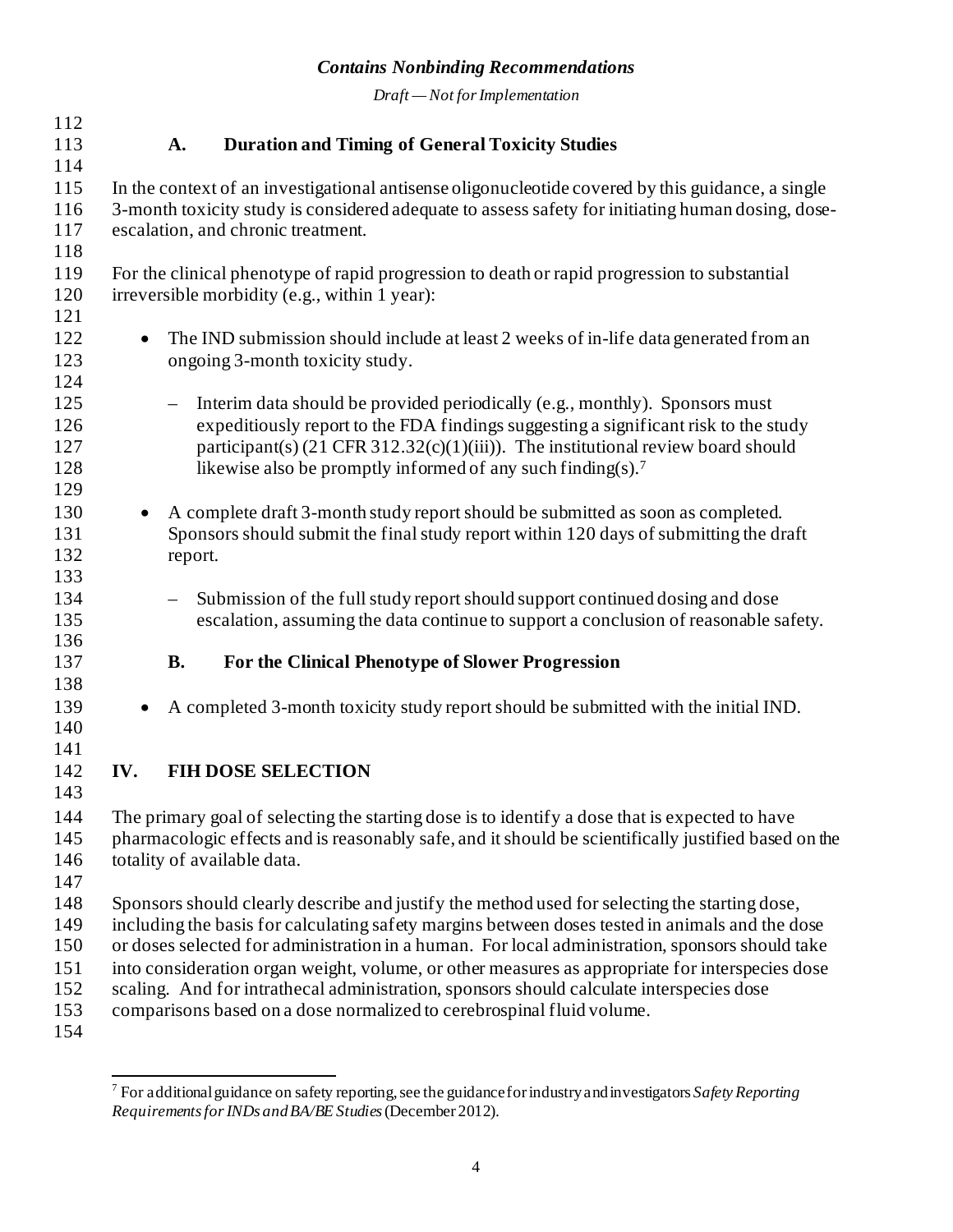### A. Duration and Timing of General Toxicity Studies

In the context of an investigational antisense oligonucleotide covered by this guidance, a single 3-month toxicity study is considered adequate to assess safety for initiating human dosing, dose-escalation, and chronic treatment.

For the clinical phenotype of rapid progression to death or rapid progression to substantial irreversible morbidity (e.g., within 1 year):

- The IND submission should include at least 2 weeks of in-life data generated from an ongoing 3-month toxicity study.

  – Interim data should be provided periodically (e.g., monthly). Sponsors must expeditiously report to the FDA findings suggesting a significant risk to the study participant(s) (21 CFR 312.32(c)(1)(iii)). The institutional review board should likewise also be promptly informed of any such finding(s).[7]

- A complete draft 3-month study report should be submitted as soon as completed. Sponsors should submit the final study report within 120 days of submitting the draft report.

  – Submission of the full study report should support continued dosing and dose escalation, assuming the data continue to support a conclusion of reasonable safety.

### B. For the Clinical Phenotype of Slower Progression

- A completed 3-month toxicity study report should be submitted with the initial IND.

## IV. FIH DOSE SELECTION

The primary goal of selecting the starting dose is to identify a dose that is expected to have pharmacologic effects and is reasonably safe, and it should be scientifically justified based on the totality of available data.

Sponsors should clearly describe and justify the method used for selecting the starting dose, including the basis for calculating safety margins between doses tested in animals and the dose or doses selected for administration in a human. For local administration, sponsors should take into consideration organ weight, volume, or other measures as appropriate for interspecies dose scaling. And for intrathecal administration, sponsors should calculate interspecies dose comparisons based on a dose normalized to cerebrospinal fluid volume.

[7] For additional guidance on safety reporting, see the guidance for industry and investigators *Safety Reporting Requirements for INDs and BA/BE Studies* (December 2012).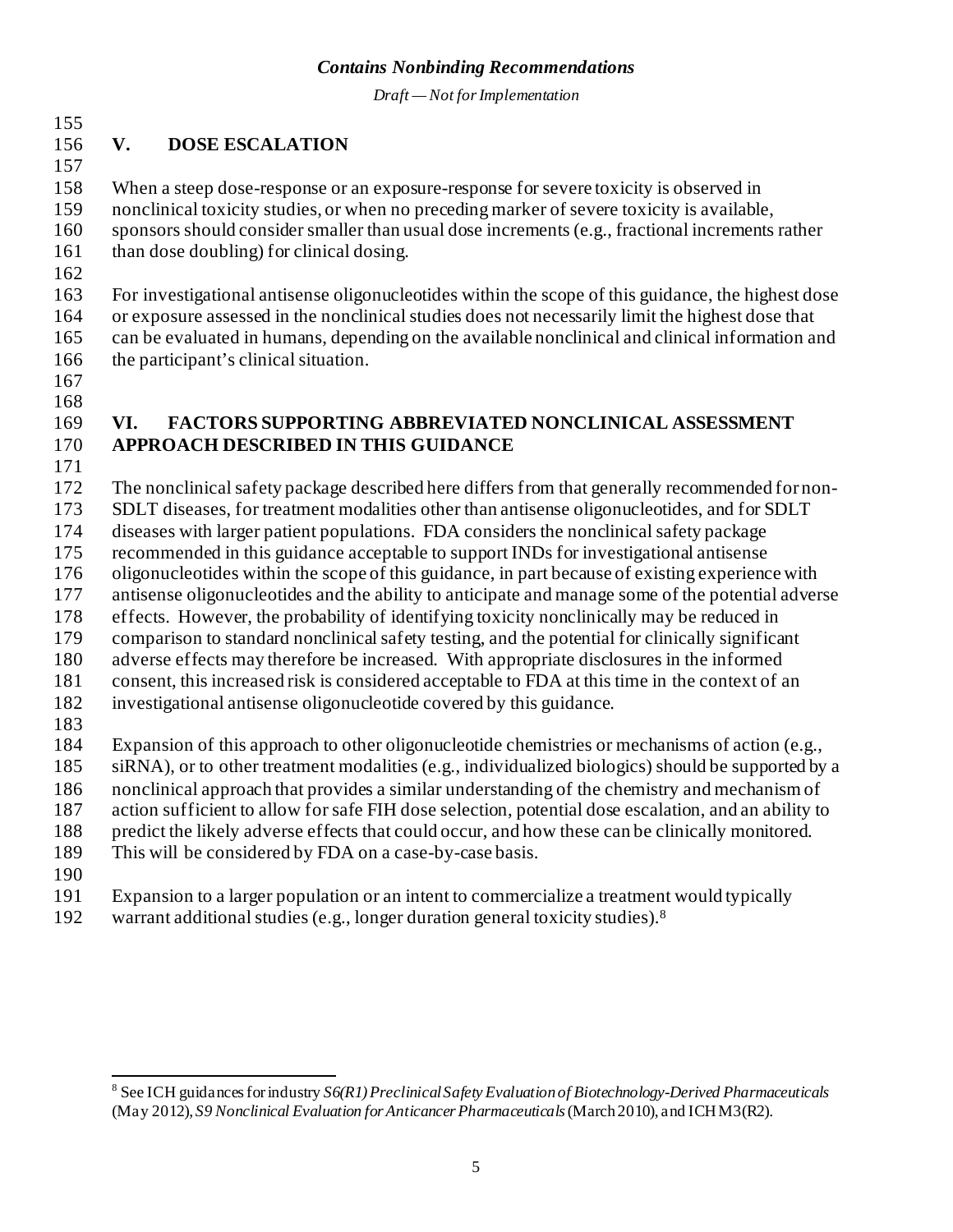## V. DOSE ESCALATION

When a steep dose-response or an exposure-response for severe toxicity is observed in nonclinical toxicity studies, or when no preceding marker of severe toxicity is available, sponsors should consider smaller than usual dose increments (e.g., fractional increments rather than dose doubling) for clinical dosing.

For investigational antisense oligonucleotides within the scope of this guidance, the highest dose or exposure assessed in the nonclinical studies does not necessarily limit the highest dose that can be evaluated in humans, depending on the available nonclinical and clinical information and the participant's clinical situation.

## VI. FACTORS SUPPORTING ABBREVIATED NONCLINICAL ASSESSMENT APPROACH DESCRIBED IN THIS GUIDANCE

The nonclinical safety package described here differs from that generally recommended for non-SDLT diseases, for treatment modalities other than antisense oligonucleotides, and for SDLT diseases with larger patient populations. FDA considers the nonclinical safety package recommended in this guidance acceptable to support INDs for investigational antisense oligonucleotides within the scope of this guidance, in part because of existing experience with antisense oligonucleotides and the ability to anticipate and manage some of the potential adverse effects. However, the probability of identifying toxicity nonclinically may be reduced in comparison to standard nonclinical safety testing, and the potential for clinically significant adverse effects may therefore be increased. With appropriate disclosures in the informed consent, this increased risk is considered acceptable to FDA at this time in the context of an investigational antisense oligonucleotide covered by this guidance.

Expansion of this approach to other oligonucleotide chemistries or mechanisms of action (e.g., siRNA), or to other treatment modalities (e.g., individualized biologics) should be supported by a nonclinical approach that provides a similar understanding of the chemistry and mechanism of action sufficient to allow for safe FIH dose selection, potential dose escalation, and an ability to predict the likely adverse effects that could occur, and how these can be clinically monitored. This will be considered by FDA on a case-by-case basis.

Expansion to a larger population or an intent to commercialize a treatment would typically warrant additional studies (e.g., longer duration general toxicity studies).[8]

---

[8] See ICH guidances for industry *S6(R1) Preclinical Safety Evaluation of Biotechnology-Derived Pharmaceuticals* (May 2012), *S9 Nonclinical Evaluation for Anticancer Pharmaceuticals* (March 2010), and ICH M3(R2).